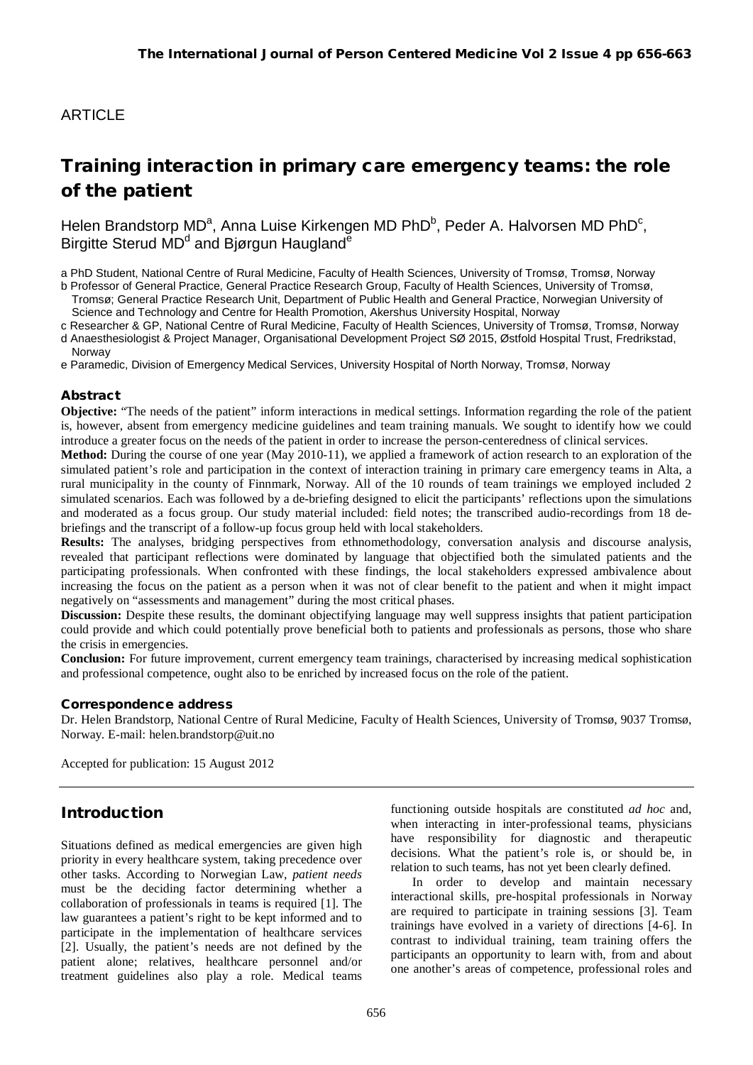ARTICLE

# Training interaction in primary care emergency teams: the role of the patient

Helen Brandstorp MD[a], Anna Luise Kirkengen MD PhD[b], Peder A. Halvorsen MD PhD[c], Birgitte Sterud MD[d] and Bjørgun Haugland[e]

a PhD Student, National Centre of Rural Medicine, Faculty of Health Sciences, University of Tromsø, Tromsø, Norway
b Professor of General Practice, General Practice Research Group, Faculty of Health Sciences, University of Tromsø, Tromsø; General Practice Research Unit, Department of Public Health and General Practice, Norwegian University of Science and Technology and Centre for Health Promotion, Akershus University Hospital, Norway
c Researcher & GP, National Centre of Rural Medicine, Faculty of Health Sciences, University of Tromsø, Tromsø, Norway
d Anaesthesiologist & Project Manager, Organisational Development Project SØ 2015, Østfold Hospital Trust, Fredrikstad, Norway
e Paramedic, Division of Emergency Medical Services, University Hospital of North Norway, Tromsø, Norway

### Abstract

**Objective:** "The needs of the patient" inform interactions in medical settings. Information regarding the role of the patient is, however, absent from emergency medicine guidelines and team training manuals. We sought to identify how we could introduce a greater focus on the needs of the patient in order to increase the person-centeredness of clinical services.

**Method:** During the course of one year (May 2010-11), we applied a framework of action research to an exploration of the simulated patient's role and participation in the context of interaction training in primary care emergency teams in Alta, a rural municipality in the county of Finnmark, Norway. All of the 10 rounds of team trainings we employed included 2 simulated scenarios. Each was followed by a de-briefing designed to elicit the participants' reflections upon the simulations and moderated as a focus group. Our study material included: field notes; the transcribed audio-recordings from 18 de-briefings and the transcript of a follow-up focus group held with local stakeholders.

**Results:** The analyses, bridging perspectives from ethnomethodology, conversation analysis and discourse analysis, revealed that participant reflections were dominated by language that objectified both the simulated patients and the participating professionals. When confronted with these findings, the local stakeholders expressed ambivalence about increasing the focus on the patient as a person when it was not of clear benefit to the patient and when it might impact negatively on "assessments and management" during the most critical phases.

**Discussion:** Despite these results, the dominant objectifying language may well suppress insights that patient participation could provide and which could potentially prove beneficial both to patients and professionals as persons, those who share the crisis in emergencies.

**Conclusion:** For future improvement, current emergency team trainings, characterised by increasing medical sophistication and professional competence, ought also to be enriched by increased focus on the role of the patient.

### Correspondence address

Dr. Helen Brandstorp, National Centre of Rural Medicine, Faculty of Health Sciences, University of Tromsø, 9037 Tromsø, Norway. E-mail: helen.brandstorp@uit.no

Accepted for publication: 15 August 2012

## Introduction

Situations defined as medical emergencies are given high priority in every healthcare system, taking precedence over other tasks. According to Norwegian Law, *patient needs* must be the deciding factor determining whether a collaboration of professionals in teams is required [1]. The law guarantees a patient's right to be kept informed and to participate in the implementation of healthcare services [2]. Usually, the patient's needs are not defined by the patient alone; relatives, healthcare personnel and/or treatment guidelines also play a role. Medical teams functioning outside hospitals are constituted *ad hoc* and, when interacting in inter-professional teams, physicians have responsibility for diagnostic and therapeutic decisions. What the patient's role is, or should be, in relation to such teams, has not yet been clearly defined.

In order to develop and maintain necessary interactional skills, pre-hospital professionals in Norway are required to participate in training sessions [3]. Team trainings have evolved in a variety of directions [4-6]. In contrast to individual training, team training offers the participants an opportunity to learn with, from and about one another's areas of competence, professional roles and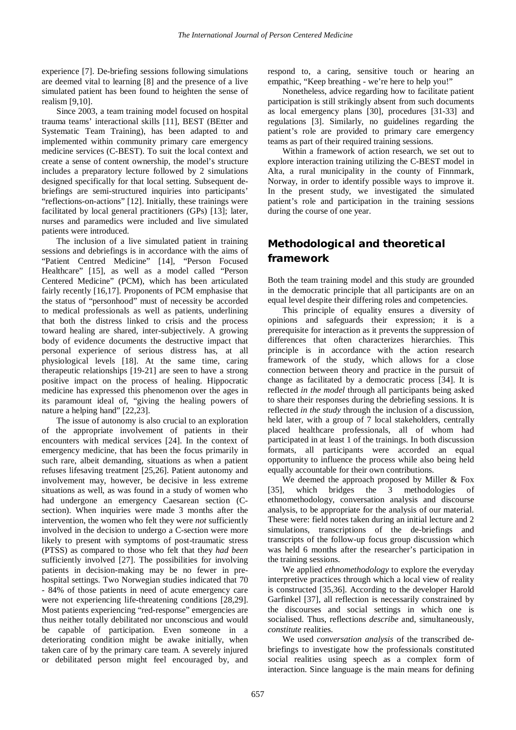experience [7]. De-briefing sessions following simulations are deemed vital to learning [8] and the presence of a live simulated patient has been found to heighten the sense of realism [9,10].

Since 2003, a team training model focused on hospital trauma teams' interactional skills [11], BEST (BEtter and Systematic Team Training), has been adapted to and implemented within community primary care emergency medicine services (C-BEST). To suit the local context and create a sense of content ownership, the model's structure includes a preparatory lecture followed by 2 simulations designed specifically for that local setting. Subsequent de-briefings are semi-structured inquiries into participants' "reflections-on-actions" [12]. Initially, these trainings were facilitated by local general practitioners (GPs) [13]; later, nurses and paramedics were included and live simulated patients were introduced.

The inclusion of a live simulated patient in training sessions and debriefings is in accordance with the aims of "Patient Centred Medicine" [14], "Person Focused Healthcare" [15], as well as a model called "Person Centered Medicine" (PCM), which has been articulated fairly recently [16,17]. Proponents of PCM emphasise that the status of "personhood" must of necessity be accorded to medical professionals as well as patients, underlining that both the distress linked to crisis and the process toward healing are shared, inter-subjectively. A growing body of evidence documents the destructive impact that personal experience of serious distress has, at all physiological levels [18]. At the same time, caring therapeutic relationships [19-21] are seen to have a strong positive impact on the process of healing. Hippocratic medicine has expressed this phenomenon over the ages in its paramount ideal of, "giving the healing powers of nature a helping hand" [22,23].

The issue of autonomy is also crucial to an exploration of the appropriate involvement of patients in their encounters with medical services [24]. In the context of emergency medicine, that has been the focus primarily in such rare, albeit demanding, situations as when a patient refuses lifesaving treatment [25,26]. Patient autonomy and involvement may, however, be decisive in less extreme situations as well, as was found in a study of women who had undergone an emergency Caesarean section (C-section). When inquiries were made 3 months after the intervention, the women who felt they were *not* sufficiently involved in the decision to undergo a C-section were more likely to present with symptoms of post-traumatic stress (PTSS) as compared to those who felt that they *had been* sufficiently involved [27]. The possibilities for involving patients in decision-making may be no fewer in pre-hospital settings. Two Norwegian studies indicated that 70 - 84% of those patients in need of acute emergency care were not experiencing life-threatening conditions [28,29]. Most patients experiencing "red-response" emergencies are thus neither totally debilitated nor unconscious and would be capable of participation. Even someone in a deteriorating condition might be awake initially, when taken care of by the primary care team. A severely injured or debilitated person might feel encouraged by, and respond to, a caring, sensitive touch or hearing an empathic, "Keep breathing - we're here to help you!"

Nonetheless, advice regarding how to facilitate patient participation is still strikingly absent from such documents as local emergency plans [30], procedures [31-33] and regulations [3]. Similarly, no guidelines regarding the patient's role are provided to primary care emergency teams as part of their required training sessions.

Within a framework of action research, we set out to explore interaction training utilizing the C-BEST model in Alta, a rural municipality in the county of Finnmark, Norway, in order to identify possible ways to improve it. In the present study, we investigated the simulated patient's role and participation in the training sessions during the course of one year.

## Methodological and theoretical framework

Both the team training model and this study are grounded in the democratic principle that all participants are on an equal level despite their differing roles and competencies.

This principle of equality ensures a diversity of opinions and safeguards their expression; it is a prerequisite for interaction as it prevents the suppression of differences that often characterizes hierarchies. This principle is in accordance with the action research framework of the study, which allows for a close connection between theory and practice in the pursuit of change as facilitated by a democratic process [34]. It is reflected *in the model* through all participants being asked to share their responses during the debriefing sessions. It is reflected *in the study* through the inclusion of a discussion, held later, with a group of 7 local stakeholders, centrally placed healthcare professionals, all of whom had participated in at least 1 of the trainings. In both discussion formats, all participants were accorded an equal opportunity to influence the process while also being held equally accountable for their own contributions.

We deemed the approach proposed by Miller & Fox [35], which bridges the 3 methodologies of ethnomethodology, conversation analysis and discourse analysis, to be appropriate for the analysis of our material. These were: field notes taken during an initial lecture and 2 simulations, transcriptions of the de-briefings and transcripts of the follow-up focus group discussion which was held 6 months after the researcher's participation in the training sessions.

We applied *ethnomethodology* to explore the everyday interpretive practices through which a local view of reality is constructed [35,36]. According to the developer Harold Garfinkel [37], all reflection is necessarily constrained by the discourses and social settings in which one is socialised. Thus, reflections *describe* and, simultaneously, *constitute* realities.

We used *conversation analysis* of the transcribed de-briefings to investigate how the professionals constituted social realities using speech as a complex form of interaction. Since language is the main means for defining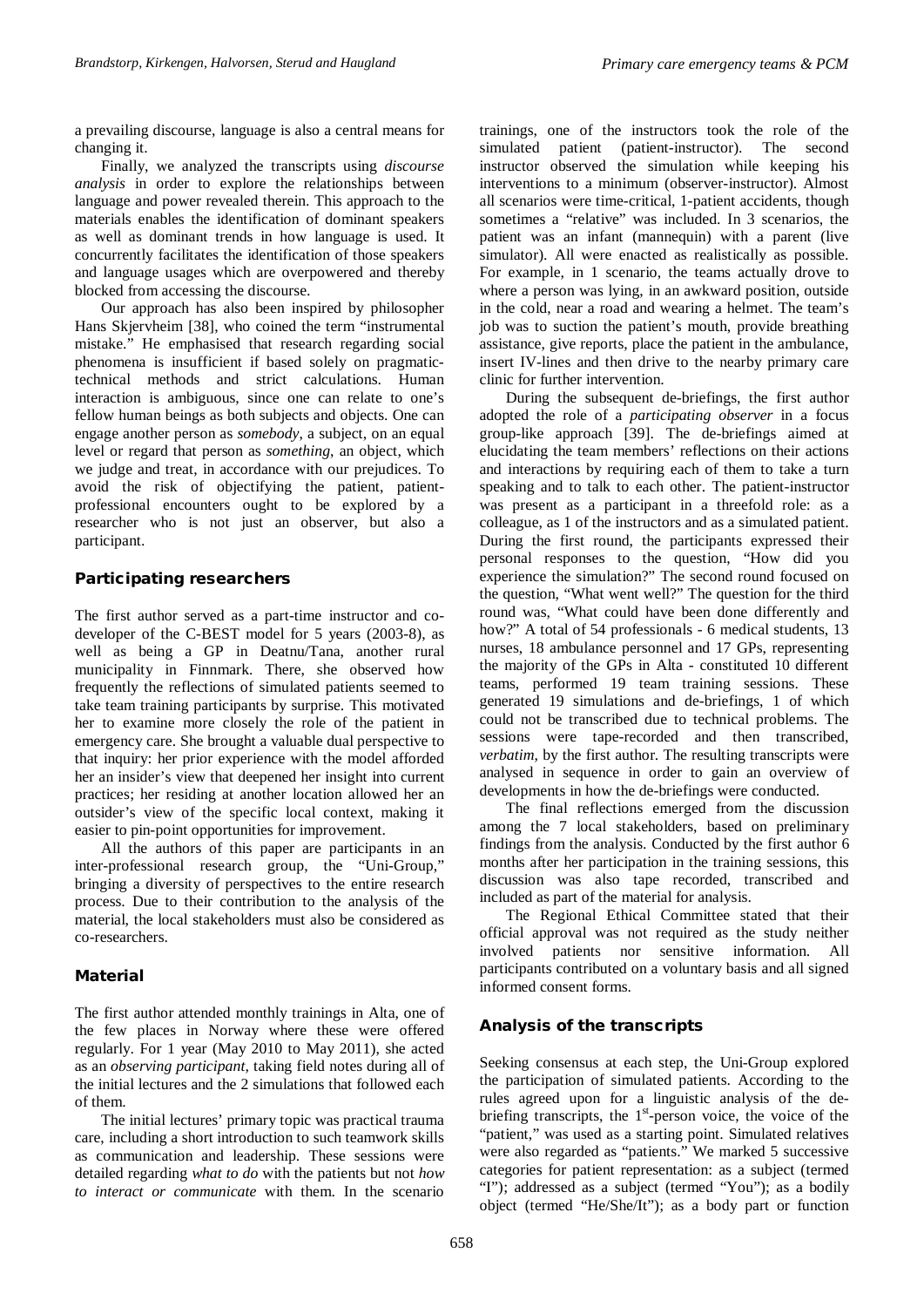a prevailing discourse, language is also a central means for changing it.

Finally, we analyzed the transcripts using *discourse analysis* in order to explore the relationships between language and power revealed therein. This approach to the materials enables the identification of dominant speakers as well as dominant trends in how language is used. It concurrently facilitates the identification of those speakers and language usages which are overpowered and thereby blocked from accessing the discourse.

Our approach has also been inspired by philosopher Hans Skjervheim [38], who coined the term "instrumental mistake." He emphasised that research regarding social phenomena is insufficient if based solely on pragmatic-technical methods and strict calculations. Human interaction is ambiguous, since one can relate to one's fellow human beings as both subjects and objects. One can engage another person as *somebody*, a subject, on an equal level or regard that person as *something*, an object, which we judge and treat, in accordance with our prejudices. To avoid the risk of objectifying the patient, patient-professional encounters ought to be explored by a researcher who is not just an observer, but also a participant.

## Participating researchers

The first author served as a part-time instructor and co-developer of the C-BEST model for 5 years (2003-8), as well as being a GP in Deatnu/Tana, another rural municipality in Finnmark. There, she observed how frequently the reflections of simulated patients seemed to take team training participants by surprise. This motivated her to examine more closely the role of the patient in emergency care. She brought a valuable dual perspective to that inquiry: her prior experience with the model afforded her an insider's view that deepened her insight into current practices; her residing at another location allowed her an outsider's view of the specific local context, making it easier to pin-point opportunities for improvement.

All the authors of this paper are participants in an inter-professional research group, the "Uni-Group," bringing a diversity of perspectives to the entire research process. Due to their contribution to the analysis of the material, the local stakeholders must also be considered as co-researchers.

## Material

The first author attended monthly trainings in Alta, one of the few places in Norway where these were offered regularly. For 1 year (May 2010 to May 2011), she acted as an *observing participant*, taking field notes during all of the initial lectures and the 2 simulations that followed each of them.

The initial lectures' primary topic was practical trauma care, including a short introduction to such teamwork skills as communication and leadership. These sessions were detailed regarding *what to do* with the patients but not *how to interact or communicate* with them. In the scenario trainings, one of the instructors took the role of the simulated patient (patient-instructor). The second instructor observed the simulation while keeping his interventions to a minimum (observer-instructor). Almost all scenarios were time-critical, 1-patient accidents, though sometimes a "relative" was included. In 3 scenarios, the patient was an infant (mannequin) with a parent (live simulator). All were enacted as realistically as possible. For example, in 1 scenario, the teams actually drove to where a person was lying, in an awkward position, outside in the cold, near a road and wearing a helmet. The team's job was to suction the patient's mouth, provide breathing assistance, give reports, place the patient in the ambulance, insert IV-lines and then drive to the nearby primary care clinic for further intervention.

During the subsequent de-briefings, the first author adopted the role of a *participating observer* in a focus group-like approach [39]. The de-briefings aimed at elucidating the team members' reflections on their actions and interactions by requiring each of them to take a turn speaking and to talk to each other. The patient-instructor was present as a participant in a threefold role: as a colleague, as 1 of the instructors and as a simulated patient. During the first round, the participants expressed their personal responses to the question, "How did you experience the simulation?" The second round focused on the question, "What went well?" The question for the third round was, "What could have been done differently and how?" A total of 54 professionals - 6 medical students, 13 nurses, 18 ambulance personnel and 17 GPs, representing the majority of the GPs in Alta - constituted 10 different teams, performed 19 team training sessions. These generated 19 simulations and de-briefings, 1 of which could not be transcribed due to technical problems. The sessions were tape-recorded and then transcribed, *verbatim*, by the first author. The resulting transcripts were analysed in sequence in order to gain an overview of developments in how the de-briefings were conducted.

The final reflections emerged from the discussion among the 7 local stakeholders, based on preliminary findings from the analysis. Conducted by the first author 6 months after her participation in the training sessions, this discussion was also tape recorded, transcribed and included as part of the material for analysis.

The Regional Ethical Committee stated that their official approval was not required as the study neither involved patients nor sensitive information. All participants contributed on a voluntary basis and all signed informed consent forms.

## Analysis of the transcripts

Seeking consensus at each step, the Uni-Group explored the participation of simulated patients. According to the rules agreed upon for a linguistic analysis of the de-briefing transcripts, the 1st-person voice, the voice of the "patient," was used as a starting point. Simulated relatives were also regarded as "patients." We marked 5 successive categories for patient representation: as a subject (termed "I"); addressed as a subject (termed "You"); as a bodily object (termed "He/She/It"); as a body part or function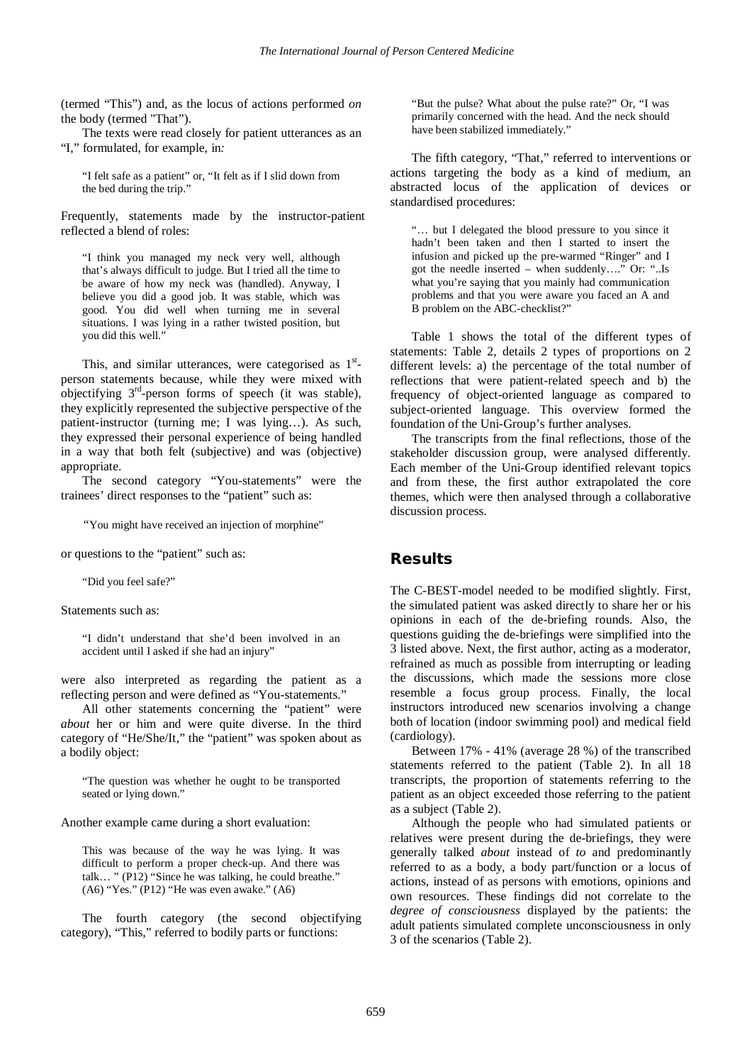(termed "This") and, as the locus of actions performed *on* the body (termed "That").

The texts were read closely for patient utterances as an "I," formulated, for example, in*:*

> "I felt safe as a patient" or, "It felt as if I slid down from the bed during the trip."

Frequently, statements made by the instructor-patient reflected a blend of roles:

> "I think you managed my neck very well, although that's always difficult to judge. But I tried all the time to be aware of how my neck was (handled). Anyway, I believe you did a good job. It was stable, which was good. You did well when turning me in several situations. I was lying in a rather twisted position, but you did this well."

This, and similar utterances, were categorised as 1st-person statements because, while they were mixed with objectifying 3rd-person forms of speech (it was stable), they explicitly represented the subjective perspective of the patient-instructor (turning me; I was lying…). As such, they expressed their personal experience of being handled in a way that both felt (subjective) and was (objective) appropriate.

The second category "You-statements" were the trainees' direct responses to the "patient" such as:

> "You might have received an injection of morphine"

or questions to the "patient" such as:

> "Did you feel safe?"

Statements such as:

> "I didn't understand that she'd been involved in an accident until I asked if she had an injury"

were also interpreted as regarding the patient as a reflecting person and were defined as "You-statements."

All other statements concerning the "patient" were *about* her or him and were quite diverse. In the third category of "He/She/It," the "patient" was spoken about as a bodily object:

> "The question was whether he ought to be transported seated or lying down."

Another example came during a short evaluation:

> This was because of the way he was lying. It was difficult to perform a proper check-up. And there was talk… " (P12) "Since he was talking, he could breathe." (A6) "Yes." (P12) "He was even awake." (A6)

The fourth category (the second objectifying category), "This," referred to bodily parts or functions:

> "But the pulse? What about the pulse rate?" Or, "I was primarily concerned with the head. And the neck should have been stabilized immediately."

The fifth category, "That," referred to interventions or actions targeting the body as a kind of medium, an abstracted locus of the application of devices or standardised procedures:

> "… but I delegated the blood pressure to you since it hadn't been taken and then I started to insert the infusion and picked up the pre-warmed "Ringer" and I got the needle inserted – when suddenly…." Or: "..Is what you're saying that you mainly had communication problems and that you were aware you faced an A and B problem on the ABC-checklist?"

Table 1 shows the total of the different types of statements: Table 2, details 2 types of proportions on 2 different levels: a) the percentage of the total number of reflections that were patient-related speech and b) the frequency of object-oriented language as compared to subject-oriented language. This overview formed the foundation of the Uni-Group's further analyses.

The transcripts from the final reflections, those of the stakeholder discussion group, were analysed differently. Each member of the Uni-Group identified relevant topics and from these, the first author extrapolated the core themes, which were then analysed through a collaborative discussion process.

## Results

The C-BEST-model needed to be modified slightly. First, the simulated patient was asked directly to share her or his opinions in each of the de-briefing rounds. Also, the questions guiding the de-briefings were simplified into the 3 listed above. Next, the first author, acting as a moderator, refrained as much as possible from interrupting or leading the discussions, which made the sessions more close resemble a focus group process. Finally, the local instructors introduced new scenarios involving a change both of location (indoor swimming pool) and medical field (cardiology).

Between 17% - 41% (average 28 %) of the transcribed statements referred to the patient (Table 2). In all 18 transcripts, the proportion of statements referring to the patient as an object exceeded those referring to the patient as a subject (Table 2).

Although the people who had simulated patients or relatives were present during the de-briefings, they were generally talked *about* instead of *to* and predominantly referred to as a body, a body part/function or a locus of actions, instead of as persons with emotions, opinions and own resources. These findings did not correlate to the *degree of consciousness* displayed by the patients: the adult patients simulated complete unconsciousness in only 3 of the scenarios (Table 2).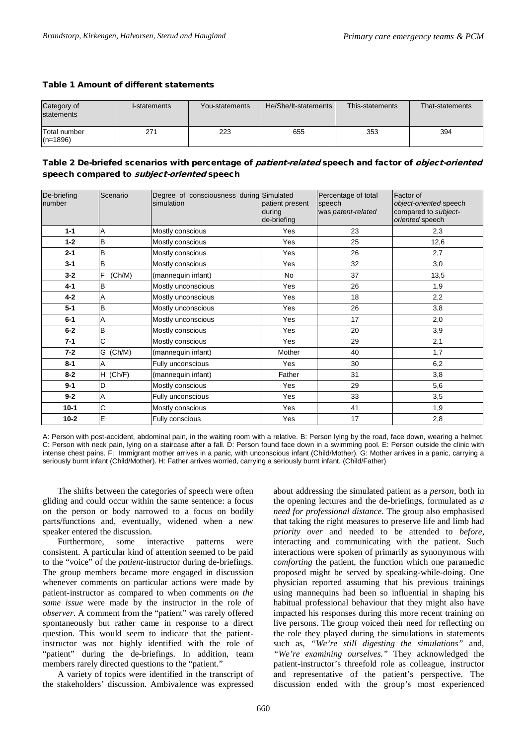**Table 1 Amount of different statements**

| Category of statements | I-statements | You-statements | He/She/It-statements | This-statements | That-statements |
|---|---|---|---|---|---|
| Total number (n=1896) | 271 | 223 | 655 | 353 | 394 |

**Table 2 De-briefed scenarios with percentage of *patient-related* speech and factor of *object-oriented* speech compared to *subject-oriented* speech**

| De-briefing number | Scenario | Degree of consciousness during simulation | Simulated patient present during de-briefing | Percentage of total speech was *patent-related* | Factor of *object-oriented* speech compared to *subject-oriented* speech |
|---|---|---|---|---|---|
| **1-1** | A | Mostly conscious | Yes | 23 | 2,3 |
| **1-2** | B | Mostly conscious | Yes | 25 | 12,6 |
| **2-1** | B | Mostly conscious | Yes | 26 | 2,7 |
| **3-1** | B | Mostly conscious | Yes | 32 | 3,0 |
| **3-2** | F (Ch/M) | (mannequin infant) | No | 37 | 13,5 |
| **4-1** | B | Mostly unconscious | Yes | 26 | 1,9 |
| **4-2** | A | Mostly unconscious | Yes | 18 | 2,2 |
| **5-1** | B | Mostly unconscious | Yes | 26 | 3,8 |
| **6-1** | A | Mostly unconscious | Yes | 17 | 2,0 |
| **6-2** | B | Mostly conscious | Yes | 20 | 3,9 |
| **7-1** | C | Mostly conscious | Yes | 29 | 2,1 |
| **7-2** | G (Ch/M) | (mannequin infant) | Mother | 40 | 1,7 |
| **8-1** | A | Fully unconscious | Yes | 30 | 6,2 |
| **8-2** | H (Ch/F) | (mannequin infant) | Father | 31 | 3,8 |
| **9-1** | D | Mostly conscious | Yes | 29 | 5,6 |
| **9-2** | A | Fully unconscious | Yes | 33 | 3,5 |
| **10-1** | C | Mostly conscious | Yes | 41 | 1,9 |
| **10-2** | E | Fully conscious | Yes | 17 | 2,8 |

A: Person with post-accident, abdominal pain, in the waiting room with a relative. B: Person lying by the road, face down, wearing a helmet. C: Person with neck pain, lying on a staircase after a fall. D: Person found face down in a swimming pool. E: Person outside the clinic with intense chest pains. F: Immigrant mother arrives in a panic, with unconscious infant (Child/Mother). G: Mother arrives in a panic, carrying a seriously burnt infant (Child/Mother). H: Father arrives worried, carrying a seriously burnt infant. (Child/Father)

The shifts between the categories of speech were often gliding and could occur within the same sentence: a focus on the person or body narrowed to a focus on bodily parts/functions and, eventually, widened when a new speaker entered the discussion.

Furthermore, some interactive patterns were consistent. A particular kind of attention seemed to be paid to the "voice" of the *patient*-instructor during de-briefings. The group members became more engaged in discussion whenever comments on particular actions were made by patient-instructor as compared to when comments *on the same issue* were made by the instructor in the role of *observer*. A comment from the "patient" was rarely offered spontaneously but rather came in response to a direct question. This would seem to indicate that the patient-instructor was not highly identified with the role of "patient" during the de-briefings. In addition, team members rarely directed questions to the "patient."

A variety of topics were identified in the transcript of the stakeholders' discussion. Ambivalence was expressed about addressing the simulated patient as a *person*, both in the opening lectures and the de-briefings, formulated as *a need for professional distance*. The group also emphasised that taking the right measures to preserve life and limb had *priority over* and needed to be attended to *before*, interacting and communicating with the patient. Such interactions were spoken of primarily as synonymous with *comforting* the patient, the function which one paramedic proposed might be served by speaking-while-doing. One physician reported assuming that his previous trainings using mannequins had been so influential in shaping his habitual professional behaviour that they might also have impacted his responses during this more recent training on live persons. The group voiced their need for reflecting on the role they played during the simulations in statements such as, *"We're still digesting the simulations"* and, *"We're examining ourselves."* They acknowledged the patient-instructor's threefold role as colleague, instructor and representative of the patient's perspective. The discussion ended with the group's most experienced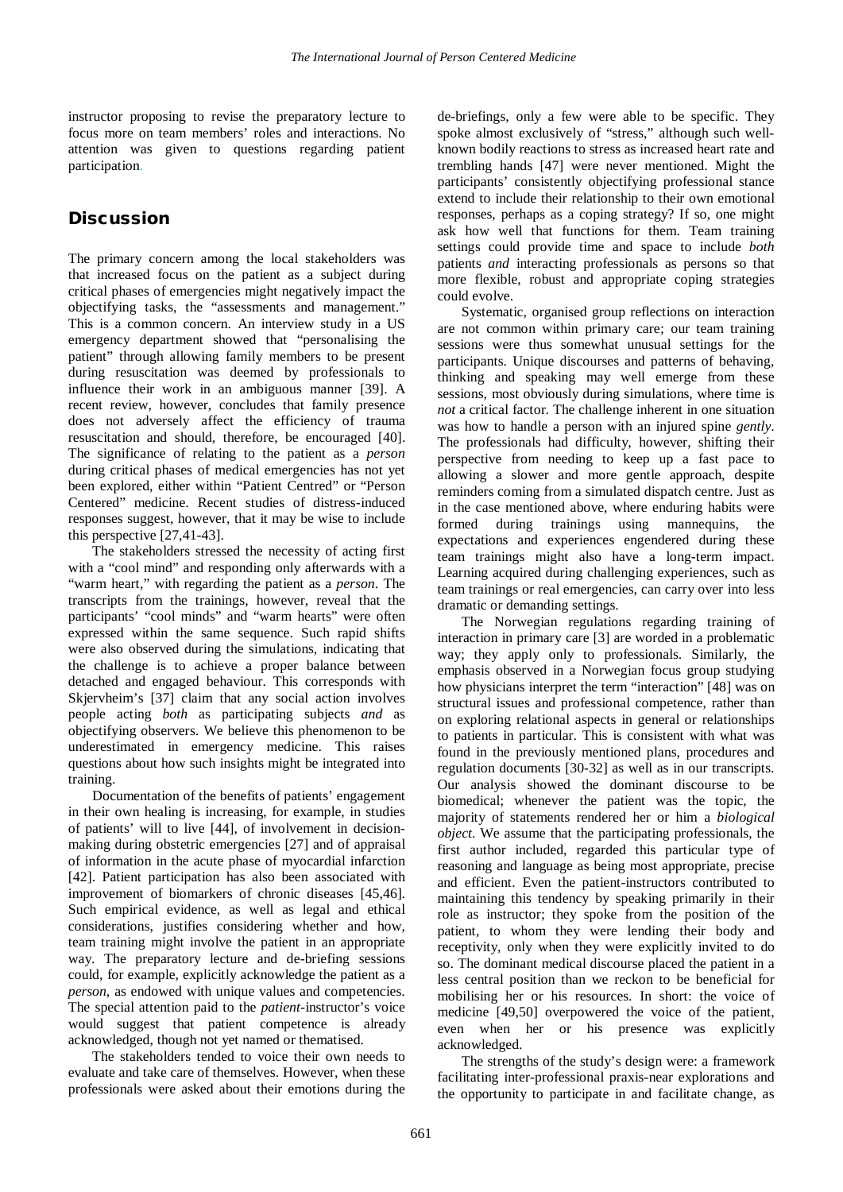instructor proposing to revise the preparatory lecture to focus more on team members' roles and interactions. No attention was given to questions regarding patient participation.

## Discussion

The primary concern among the local stakeholders was that increased focus on the patient as a subject during critical phases of emergencies might negatively impact the objectifying tasks, the "assessments and management." This is a common concern. An interview study in a US emergency department showed that "personalising the patient" through allowing family members to be present during resuscitation was deemed by professionals to influence their work in an ambiguous manner [39]. A recent review, however, concludes that family presence does not adversely affect the efficiency of trauma resuscitation and should, therefore, be encouraged [40]. The significance of relating to the patient as a *person* during critical phases of medical emergencies has not yet been explored, either within "Patient Centred" or "Person Centered" medicine. Recent studies of distress-induced responses suggest, however, that it may be wise to include this perspective [27,41-43].

The stakeholders stressed the necessity of acting first with a "cool mind" and responding only afterwards with a "warm heart," with regarding the patient as a *person*. The transcripts from the trainings, however, reveal that the participants' "cool minds" and "warm hearts" were often expressed within the same sequence. Such rapid shifts were also observed during the simulations, indicating that the challenge is to achieve a proper balance between detached and engaged behaviour. This corresponds with Skjervheim's [37] claim that any social action involves people acting *both* as participating subjects *and* as objectifying observers. We believe this phenomenon to be underestimated in emergency medicine. This raises questions about how such insights might be integrated into training.

Documentation of the benefits of patients' engagement in their own healing is increasing, for example, in studies of patients' will to live [44], of involvement in decision-making during obstetric emergencies [27] and of appraisal of information in the acute phase of myocardial infarction [42]. Patient participation has also been associated with improvement of biomarkers of chronic diseases [45,46]. Such empirical evidence, as well as legal and ethical considerations, justifies considering whether and how, team training might involve the patient in an appropriate way. The preparatory lecture and de-briefing sessions could, for example, explicitly acknowledge the patient as a *person*, as endowed with unique values and competencies. The special attention paid to the *patient*-instructor's voice would suggest that patient competence is already acknowledged, though not yet named or thematised.

The stakeholders tended to voice their own needs to evaluate and take care of themselves. However, when these professionals were asked about their emotions during the de-briefings, only a few were able to be specific. They spoke almost exclusively of "stress," although such well-known bodily reactions to stress as increased heart rate and trembling hands [47] were never mentioned. Might the participants' consistently objectifying professional stance extend to include their relationship to their own emotional responses, perhaps as a coping strategy? If so, one might ask how well that functions for them. Team training settings could provide time and space to include *both* patients *and* interacting professionals as persons so that more flexible, robust and appropriate coping strategies could evolve.

Systematic, organised group reflections on interaction are not common within primary care; our team training sessions were thus somewhat unusual settings for the participants. Unique discourses and patterns of behaving, thinking and speaking may well emerge from these sessions, most obviously during simulations, where time is *not* a critical factor. The challenge inherent in one situation was how to handle a person with an injured spine *gently*. The professionals had difficulty, however, shifting their perspective from needing to keep up a fast pace to allowing a slower and more gentle approach, despite reminders coming from a simulated dispatch centre. Just as in the case mentioned above, where enduring habits were formed during trainings using mannequins, the expectations and experiences engendered during these team trainings might also have a long-term impact. Learning acquired during challenging experiences, such as team trainings or real emergencies, can carry over into less dramatic or demanding settings.

The Norwegian regulations regarding training of interaction in primary care [3] are worded in a problematic way; they apply only to professionals. Similarly, the emphasis observed in a Norwegian focus group studying how physicians interpret the term "interaction" [48] was on structural issues and professional competence, rather than on exploring relational aspects in general or relationships to patients in particular. This is consistent with what was found in the previously mentioned plans, procedures and regulation documents [30-32] as well as in our transcripts. Our analysis showed the dominant discourse to be biomedical; whenever the patient was the topic, the majority of statements rendered her or him a *biological object*. We assume that the participating professionals, the first author included, regarded this particular type of reasoning and language as being most appropriate, precise and efficient. Even the patient-instructors contributed to maintaining this tendency by speaking primarily in their role as instructor; they spoke from the position of the patient, to whom they were lending their body and receptivity, only when they were explicitly invited to do so. The dominant medical discourse placed the patient in a less central position than we reckon to be beneficial for mobilising her or his resources. In short: the voice of medicine [49,50] overpowered the voice of the patient, even when her or his presence was explicitly acknowledged.

The strengths of the study's design were: a framework facilitating inter-professional praxis-near explorations and the opportunity to participate in and facilitate change, as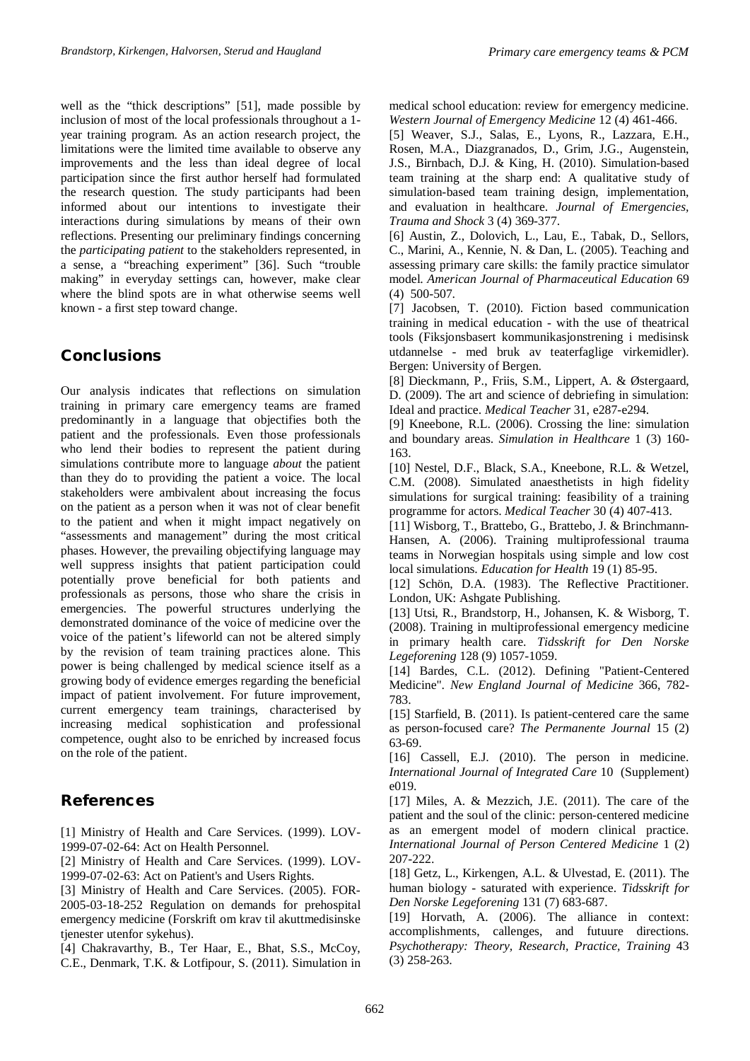well as the "thick descriptions" [51], made possible by inclusion of most of the local professionals throughout a 1-year training program. As an action research project, the limitations were the limited time available to observe any improvements and the less than ideal degree of local participation since the first author herself had formulated the research question. The study participants had been informed about our intentions to investigate their interactions during simulations by means of their own reflections. Presenting our preliminary findings concerning the *participating patient* to the stakeholders represented, in a sense, a "breaching experiment" [36]. Such "trouble making" in everyday settings can, however, make clear where the blind spots are in what otherwise seems well known - a first step toward change.

## Conclusions

Our analysis indicates that reflections on simulation training in primary care emergency teams are framed predominantly in a language that objectifies both the patient and the professionals. Even those professionals who lend their bodies to represent the patient during simulations contribute more to language *about* the patient than they do to providing the patient a voice. The local stakeholders were ambivalent about increasing the focus on the patient as a person when it was not of clear benefit to the patient and when it might impact negatively on "assessments and management" during the most critical phases. However, the prevailing objectifying language may well suppress insights that patient participation could potentially prove beneficial for both patients and professionals as persons, those who share the crisis in emergencies. The powerful structures underlying the demonstrated dominance of the voice of medicine over the voice of the patient's lifeworld can not be altered simply by the revision of team training practices alone. This power is being challenged by medical science itself as a growing body of evidence emerges regarding the beneficial impact of patient involvement. For future improvement, current emergency team trainings, characterised by increasing medical sophistication and professional competence, ought also to be enriched by increased focus on the role of the patient.

## References

[1] Ministry of Health and Care Services. (1999). LOV-1999-07-02-64: Act on Health Personnel.

[2] Ministry of Health and Care Services. (1999). LOV-1999-07-02-63: Act on Patient's and Users Rights.

[3] Ministry of Health and Care Services. (2005). FOR-2005-03-18-252 Regulation on demands for prehospital emergency medicine (Forskrift om krav til akuttmedisinske tjenester utenfor sykehus).

[4] Chakravarthy, B., Ter Haar, E., Bhat, S.S., McCoy, C.E., Denmark, T.K. & Lotfipour, S. (2011). Simulation in medical school education: review for emergency medicine. *Western Journal of Emergency Medicine* 12 (4) 461-466.

[5] Weaver, S.J., Salas, E., Lyons, R., Lazzara, E.H., Rosen, M.A., Diazgranados, D., Grim, J.G., Augenstein, J.S., Birnbach, D.J. & King, H. (2010). Simulation-based team training at the sharp end: A qualitative study of simulation-based team training design, implementation, and evaluation in healthcare. *Journal of Emergencies, Trauma and Shock* 3 (4) 369-377.

[6] Austin, Z., Dolovich, L., Lau, E., Tabak, D., Sellors, C., Marini, A., Kennie, N. & Dan, L. (2005). Teaching and assessing primary care skills: the family practice simulator model. *American Journal of Pharmaceutical Education* 69 (4) 500-507.

[7] Jacobsen, T. (2010). Fiction based communication training in medical education - with the use of theatrical tools (Fiksjonsbasert kommunikasjonstrening i medisinsk utdannelse - med bruk av teaterfaglige virkemidler). Bergen: University of Bergen.

[8] Dieckmann, P., Friis, S.M., Lippert, A. & Østergaard, D. (2009). The art and science of debriefing in simulation: Ideal and practice. *Medical Teacher* 31, e287-e294.

[9] Kneebone, R.L. (2006). Crossing the line: simulation and boundary areas. *Simulation in Healthcare* 1 (3) 160-163.

[10] Nestel, D.F., Black, S.A., Kneebone, R.L. & Wetzel, C.M. (2008). Simulated anaesthetists in high fidelity simulations for surgical training: feasibility of a training programme for actors. *Medical Teacher* 30 (4) 407-413.

[11] Wisborg, T., Brattebo, G., Brattebo, J. & Brinchmann-Hansen, A. (2006). Training multiprofessional trauma teams in Norwegian hospitals using simple and low cost local simulations. *Education for Health* 19 (1) 85-95.

[12] Schön, D.A. (1983). The Reflective Practitioner. London, UK: Ashgate Publishing.

[13] Utsi, R., Brandstorp, H., Johansen, K. & Wisborg, T. (2008). Training in multiprofessional emergency medicine in primary health care. *Tidsskrift for Den Norske Legeforening* 128 (9) 1057-1059.

[14] Bardes, C.L. (2012). Defining "Patient-Centered Medicine". *New England Journal of Medicine* 366, 782-783.

[15] Starfield, B. (2011). Is patient-centered care the same as person-focused care? *The Permanente Journal* 15 (2) 63-69.

[16] Cassell, E.J. (2010). The person in medicine. *International Journal of Integrated Care* 10 (Supplement) e019.

[17] Miles, A. & Mezzich, J.E. (2011). The care of the patient and the soul of the clinic: person-centered medicine as an emergent model of modern clinical practice. *International Journal of Person Centered Medicine* 1 (2) 207-222.

[18] Getz, L., Kirkengen, A.L. & Ulvestad, E. (2011). The human biology - saturated with experience. *Tidsskrift for Den Norske Legeforening* 131 (7) 683-687.

[19] Horvath, A. (2006). The alliance in context: accomplishments, callenges, and futuure directions. *Psychotherapy: Theory, Research, Practice, Training* 43 (3) 258-263.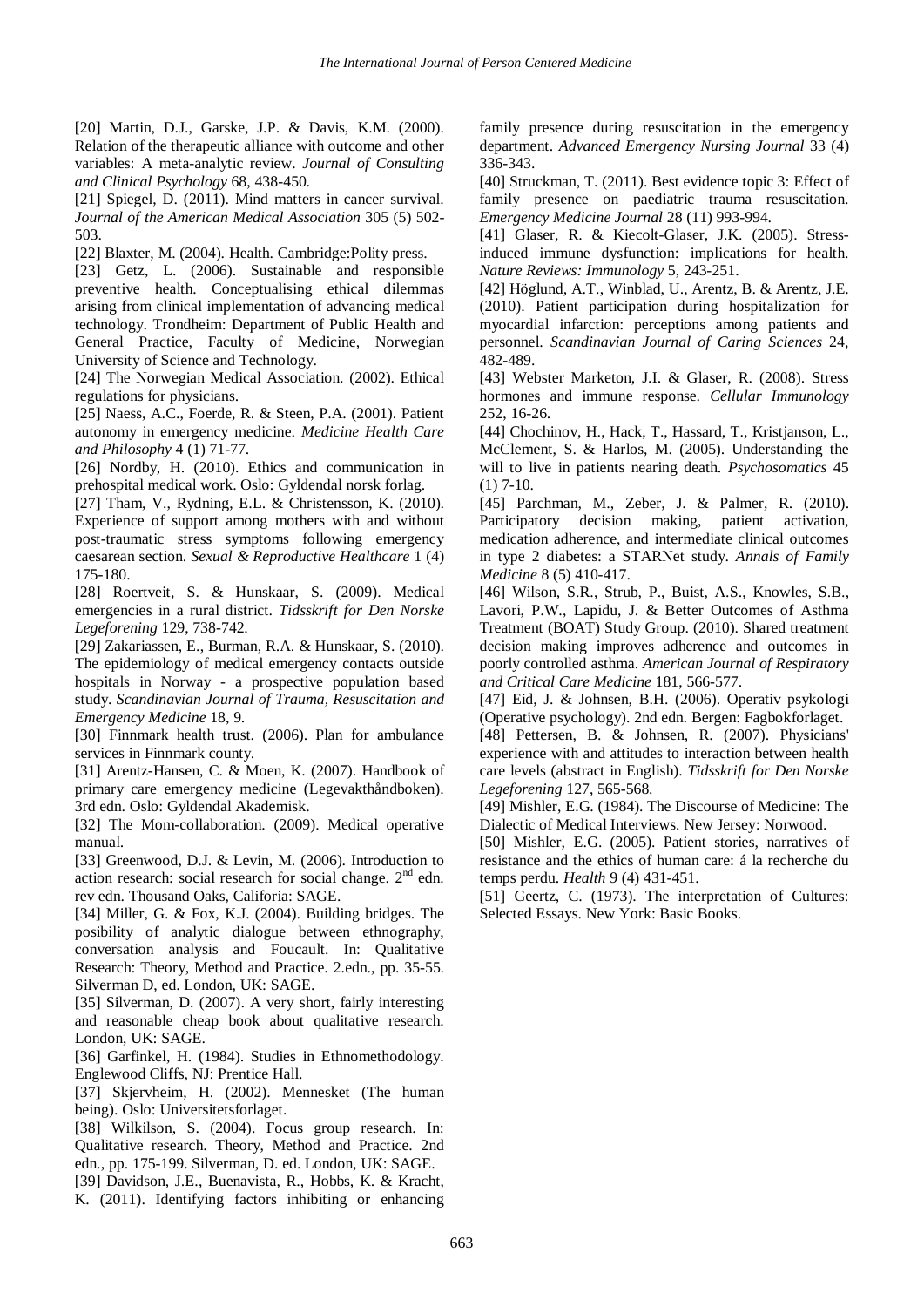[20] Martin, D.J., Garske, J.P. & Davis, K.M. (2000). Relation of the therapeutic alliance with outcome and other variables: A meta-analytic review. *Journal of Consulting and Clinical Psychology* 68, 438-450.

[21] Spiegel, D. (2011). Mind matters in cancer survival. *Journal of the American Medical Association* 305 (5) 502-503.

[22] Blaxter, M. (2004). Health. Cambridge:Polity press.

[23] Getz, L. (2006). Sustainable and responsible preventive health. Conceptualising ethical dilemmas arising from clinical implementation of advancing medical technology. Trondheim: Department of Public Health and General Practice, Faculty of Medicine, Norwegian University of Science and Technology.

[24] The Norwegian Medical Association. (2002). Ethical regulations for physicians.

[25] Naess, A.C., Foerde, R. & Steen, P.A. (2001). Patient autonomy in emergency medicine. *Medicine Health Care and Philosophy* 4 (1) 71-77.

[26] Nordby, H. (2010). Ethics and communication in prehospital medical work. Oslo: Gyldendal norsk forlag.

[27] Tham, V., Rydning, E.L. & Christensson, K. (2010). Experience of support among mothers with and without post-traumatic stress symptoms following emergency caesarean section. *Sexual & Reproductive Healthcare* 1 (4) 175-180.

[28] Roertveit, S. & Hunskaar, S. (2009). Medical emergencies in a rural district. *Tidsskrift for Den Norske Legeforening* 129, 738-742.

[29] Zakariassen, E., Burman, R.A. & Hunskaar, S. (2010). The epidemiology of medical emergency contacts outside hospitals in Norway - a prospective population based study. *Scandinavian Journal of Trauma, Resuscitation and Emergency Medicine* 18, 9.

[30] Finnmark health trust. (2006). Plan for ambulance services in Finnmark county.

[31] Arentz-Hansen, C. & Moen, K. (2007). Handbook of primary care emergency medicine (Legevakthåndboken). 3rd edn. Oslo: Gyldendal Akademisk.

[32] The Mom-collaboration. (2009). Medical operative manual.

[33] Greenwood, D.J. & Levin, M. (2006). Introduction to action research: social research for social change. 2nd edn. rev edn. Thousand Oaks, Califoria: SAGE.

[34] Miller, G. & Fox, K.J. (2004). Building bridges. The posibility of analytic dialogue between ethnography, conversation analysis and Foucault. In: Qualitative Research: Theory, Method and Practice. 2.edn., pp. 35-55. Silverman D, ed. London, UK: SAGE.

[35] Silverman, D. (2007). A very short, fairly interesting and reasonable cheap book about qualitative research. London, UK: SAGE.

[36] Garfinkel, H. (1984). Studies in Ethnomethodology. Englewood Cliffs, NJ: Prentice Hall.

[37] Skjervheim, H. (2002). Mennesket (The human being). Oslo: Universitetsforlaget.

[38] Wilkilson, S. (2004). Focus group research. In: Qualitative research. Theory, Method and Practice. 2nd edn., pp. 175-199. Silverman, D. ed. London, UK: SAGE.

[39] Davidson, J.E., Buenavista, R., Hobbs, K. & Kracht, K. (2011). Identifying factors inhibiting or enhancing family presence during resuscitation in the emergency department. *Advanced Emergency Nursing Journal* 33 (4) 336-343.

[40] Struckman, T. (2011). Best evidence topic 3: Effect of family presence on paediatric trauma resuscitation. *Emergency Medicine Journal* 28 (11) 993-994.

[41] Glaser, R. & Kiecolt-Glaser, J.K. (2005). Stress-induced immune dysfunction: implications for health. *Nature Reviews: Immunology* 5, 243-251.

[42] Höglund, A.T., Winblad, U., Arentz, B. & Arentz, J.E. (2010). Patient participation during hospitalization for myocardial infarction: perceptions among patients and personnel. *Scandinavian Journal of Caring Sciences* 24, 482-489.

[43] Webster Marketon, J.I. & Glaser, R. (2008). Stress hormones and immune response. *Cellular Immunology* 252, 16-26.

[44] Chochinov, H., Hack, T., Hassard, T., Kristjanson, L., McClement, S. & Harlos, M. (2005). Understanding the will to live in patients nearing death. *Psychosomatics* 45 (1) 7-10.

[45] Parchman, M., Zeber, J. & Palmer, R. (2010). Participatory decision making, patient activation, medication adherence, and intermediate clinical outcomes in type 2 diabetes: a STARNet study. *Annals of Family Medicine* 8 (5) 410-417.

[46] Wilson, S.R., Strub, P., Buist, A.S., Knowles, S.B., Lavori, P.W., Lapidu, J. & Better Outcomes of Asthma Treatment (BOAT) Study Group. (2010). Shared treatment decision making improves adherence and outcomes in poorly controlled asthma. *American Journal of Respiratory and Critical Care Medicine* 181, 566-577.

[47] Eid, J. & Johnsen, B.H. (2006). Operativ psykologi (Operative psychology). 2nd edn. Bergen: Fagbokforlaget.

[48] Pettersen, B. & Johnsen, R. (2007). Physicians' experience with and attitudes to interaction between health care levels (abstract in English). *Tidsskrift for Den Norske Legeforening* 127, 565-568.

[49] Mishler, E.G. (1984). The Discourse of Medicine: The Dialectic of Medical Interviews. New Jersey: Norwood.

[50] Mishler, E.G. (2005). Patient stories, narratives of resistance and the ethics of human care: á la recherche du temps perdu. *Health* 9 (4) 431-451.

[51] Geertz, C. (1973). The interpretation of Cultures: Selected Essays. New York: Basic Books.